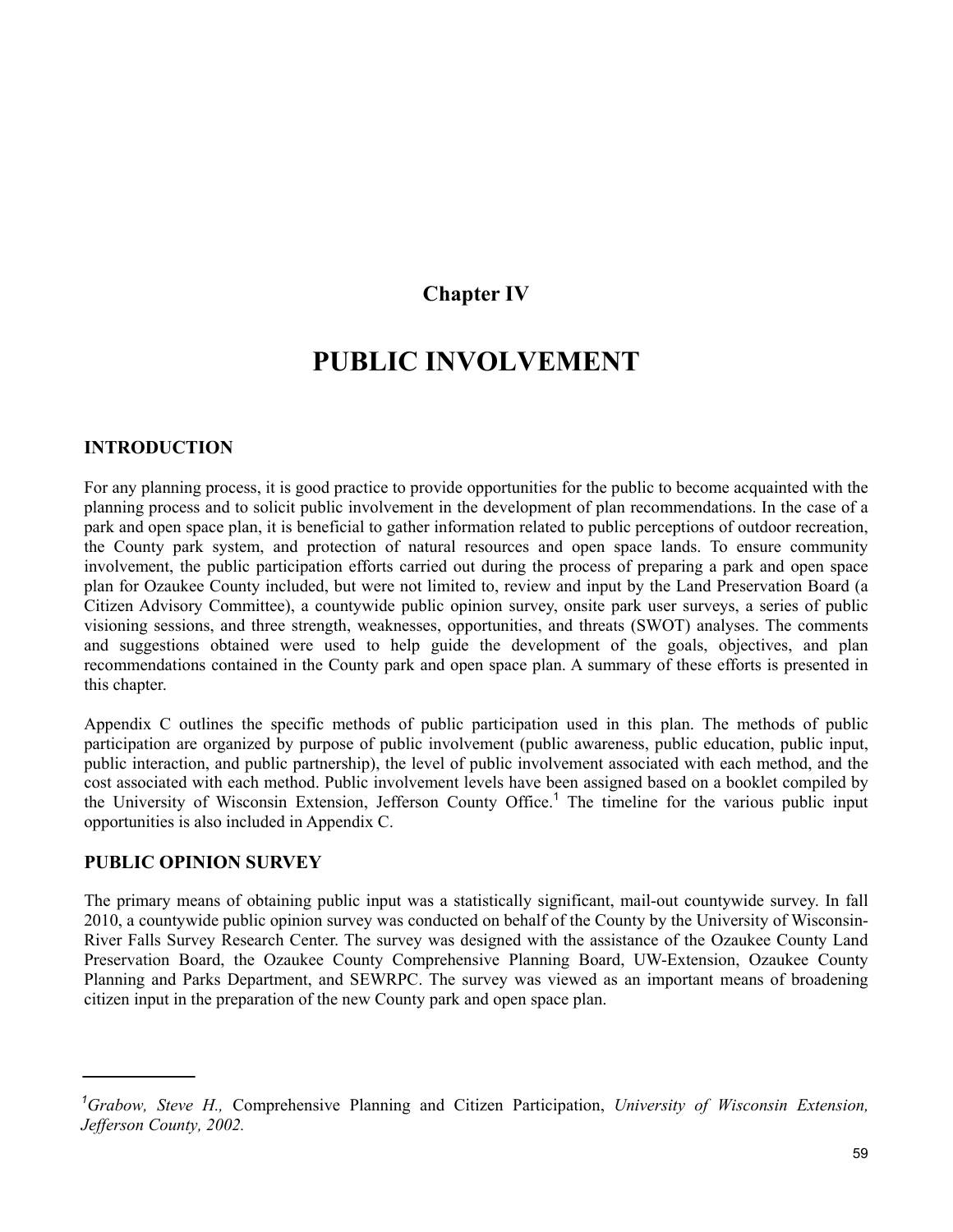# Chapter IV

# PUBLIC INVOLVEMENT

## INTRODUCTION

For any planning process, it is good practice to provide opportunities for the public to become acquainted with the planning process and to solicit public involvement in the development of plan recommendations. In the case of a park and open space plan, it is beneficial to gather information related to public perceptions of outdoor recreation, the County park system, and protection of natural resources and open space lands. To ensure community involvement, the public participation efforts carried out during the process of preparing a park and open space plan for Ozaukee County included, but were not limited to, review and input by the Land Preservation Board (a Citizen Advisory Committee), a countywide public opinion survey, onsite park user surveys, a series of public visioning sessions, and three strength, weaknesses, opportunities, and threats (SWOT) analyses. The comments and suggestions obtained were used to help guide the development of the goals, objectives, and plan recommendations contained in the County park and open space plan. A summary of these efforts is presented in this chapter.

Appendix C outlines the specific methods of public participation used in this plan. The methods of public participation are organized by purpose of public involvement (public awareness, public education, public input, public interaction, and public partnership), the level of public involvement associated with each method, and the cost associated with each method. Public involvement levels have been assigned based on a booklet compiled by the University of Wisconsin Extension, Jefferson County Office.[1] The timeline for the various public input opportunities is also included in Appendix C.

## PUBLIC OPINION SURVEY

The primary means of obtaining public input was a statistically significant, mail-out countywide survey. In fall 2010, a countywide public opinion survey was conducted on behalf of the County by the University of Wisconsin-River Falls Survey Research Center. The survey was designed with the assistance of the Ozaukee County Land Preservation Board, the Ozaukee County Comprehensive Planning Board, UW-Extension, Ozaukee County Planning and Parks Department, and SEWRPC. The survey was viewed as an important means of broadening citizen input in the preparation of the new County park and open space plan.

---

[1] *Grabow, Steve H.,* Comprehensive Planning and Citizen Participation, *University of Wisconsin Extension, Jefferson County, 2002.*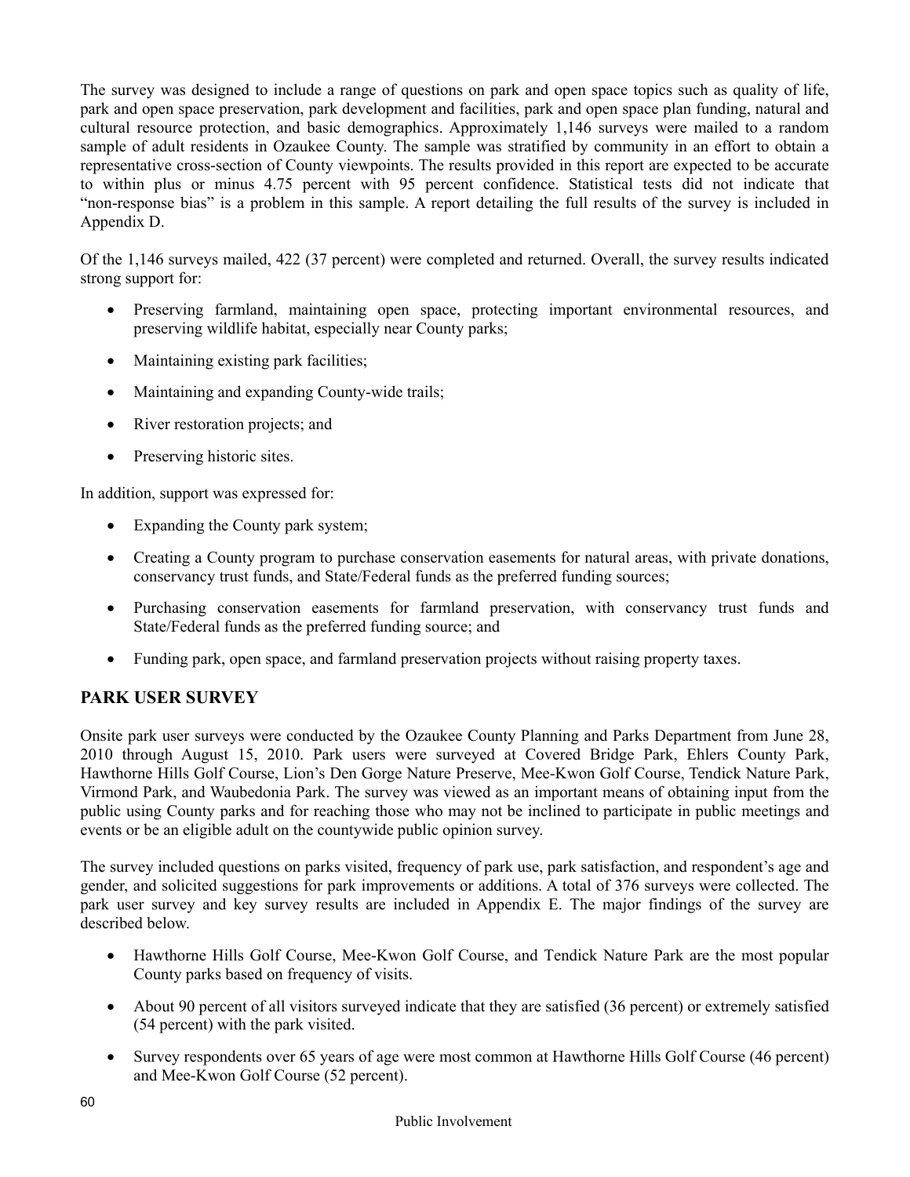The survey was designed to include a range of questions on park and open space topics such as quality of life, park and open space preservation, park development and facilities, park and open space plan funding, natural and cultural resource protection, and basic demographics. Approximately 1,146 surveys were mailed to a random sample of adult residents in Ozaukee County. The sample was stratified by community in an effort to obtain a representative cross-section of County viewpoints. The results provided in this report are expected to be accurate to within plus or minus 4.75 percent with 95 percent confidence. Statistical tests did not indicate that "non-response bias" is a problem in this sample. A report detailing the full results of the survey is included in Appendix D.

Of the 1,146 surveys mailed, 422 (37 percent) were completed and returned. Overall, the survey results indicated strong support for:

- Preserving farmland, maintaining open space, protecting important environmental resources, and preserving wildlife habitat, especially near County parks;
- Maintaining existing park facilities;
- Maintaining and expanding County-wide trails;
- River restoration projects; and
- Preserving historic sites.

In addition, support was expressed for:

- Expanding the County park system;
- Creating a County program to purchase conservation easements for natural areas, with private donations, conservancy trust funds, and State/Federal funds as the preferred funding sources;
- Purchasing conservation easements for farmland preservation, with conservancy trust funds and State/Federal funds as the preferred funding source; and
- Funding park, open space, and farmland preservation projects without raising property taxes.

## PARK USER SURVEY

Onsite park user surveys were conducted by the Ozaukee County Planning and Parks Department from June 28, 2010 through August 15, 2010. Park users were surveyed at Covered Bridge Park, Ehlers County Park, Hawthorne Hills Golf Course, Lion's Den Gorge Nature Preserve, Mee-Kwon Golf Course, Tendick Nature Park, Virmond Park, and Waubedonia Park. The survey was viewed as an important means of obtaining input from the public using County parks and for reaching those who may not be inclined to participate in public meetings and events or be an eligible adult on the countywide public opinion survey.

The survey included questions on parks visited, frequency of park use, park satisfaction, and respondent's age and gender, and solicited suggestions for park improvements or additions. A total of 376 surveys were collected. The park user survey and key survey results are included in Appendix E. The major findings of the survey are described below.

- Hawthorne Hills Golf Course, Mee-Kwon Golf Course, and Tendick Nature Park are the most popular County parks based on frequency of visits.
- About 90 percent of all visitors surveyed indicate that they are satisfied (36 percent) or extremely satisfied (54 percent) with the park visited.
- Survey respondents over 65 years of age were most common at Hawthorne Hills Golf Course (46 percent) and Mee-Kwon Golf Course (52 percent).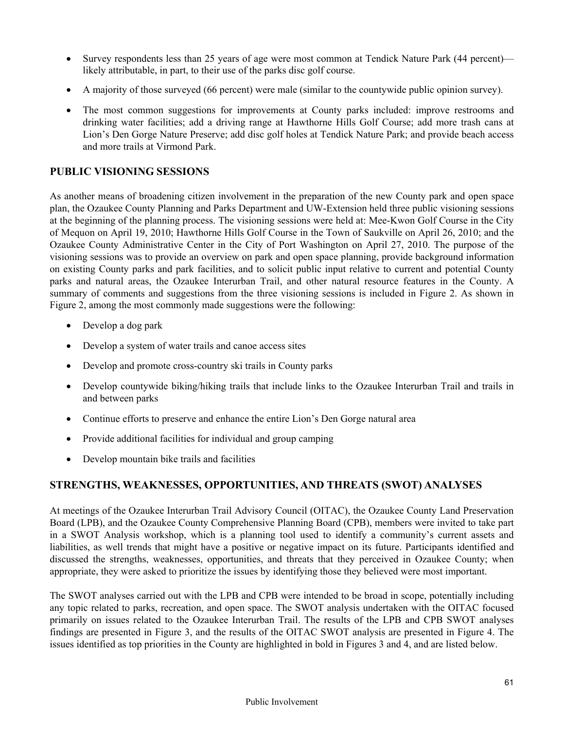- Survey respondents less than 25 years of age were most common at Tendick Nature Park (44 percent)—likely attributable, in part, to their use of the parks disc golf course.
- A majority of those surveyed (66 percent) were male (similar to the countywide public opinion survey).
- The most common suggestions for improvements at County parks included: improve restrooms and drinking water facilities; add a driving range at Hawthorne Hills Golf Course; add more trash cans at Lion's Den Gorge Nature Preserve; add disc golf holes at Tendick Nature Park; and provide beach access and more trails at Virmond Park.

## PUBLIC VISIONING SESSIONS

As another means of broadening citizen involvement in the preparation of the new County park and open space plan, the Ozaukee County Planning and Parks Department and UW-Extension held three public visioning sessions at the beginning of the planning process. The visioning sessions were held at: Mee-Kwon Golf Course in the City of Mequon on April 19, 2010; Hawthorne Hills Golf Course in the Town of Saukville on April 26, 2010; and the Ozaukee County Administrative Center in the City of Port Washington on April 27, 2010. The purpose of the visioning sessions was to provide an overview on park and open space planning, provide background information on existing County parks and park facilities, and to solicit public input relative to current and potential County parks and natural areas, the Ozaukee Interurban Trail, and other natural resource features in the County. A summary of comments and suggestions from the three visioning sessions is included in Figure 2. As shown in Figure 2, among the most commonly made suggestions were the following:

- Develop a dog park
- Develop a system of water trails and canoe access sites
- Develop and promote cross-country ski trails in County parks
- Develop countywide biking/hiking trails that include links to the Ozaukee Interurban Trail and trails in and between parks
- Continue efforts to preserve and enhance the entire Lion's Den Gorge natural area
- Provide additional facilities for individual and group camping
- Develop mountain bike trails and facilities

## STRENGTHS, WEAKNESSES, OPPORTUNITIES, AND THREATS (SWOT) ANALYSES

At meetings of the Ozaukee Interurban Trail Advisory Council (OITAC), the Ozaukee County Land Preservation Board (LPB), and the Ozaukee County Comprehensive Planning Board (CPB), members were invited to take part in a SWOT Analysis workshop, which is a planning tool used to identify a community's current assets and liabilities, as well trends that might have a positive or negative impact on its future. Participants identified and discussed the strengths, weaknesses, opportunities, and threats that they perceived in Ozaukee County; when appropriate, they were asked to prioritize the issues by identifying those they believed were most important.

The SWOT analyses carried out with the LPB and CPB were intended to be broad in scope, potentially including any topic related to parks, recreation, and open space. The SWOT analysis undertaken with the OITAC focused primarily on issues related to the Ozaukee Interurban Trail. The results of the LPB and CPB SWOT analyses findings are presented in Figure 3, and the results of the OITAC SWOT analysis are presented in Figure 4. The issues identified as top priorities in the County are highlighted in bold in Figures 3 and 4, and are listed below.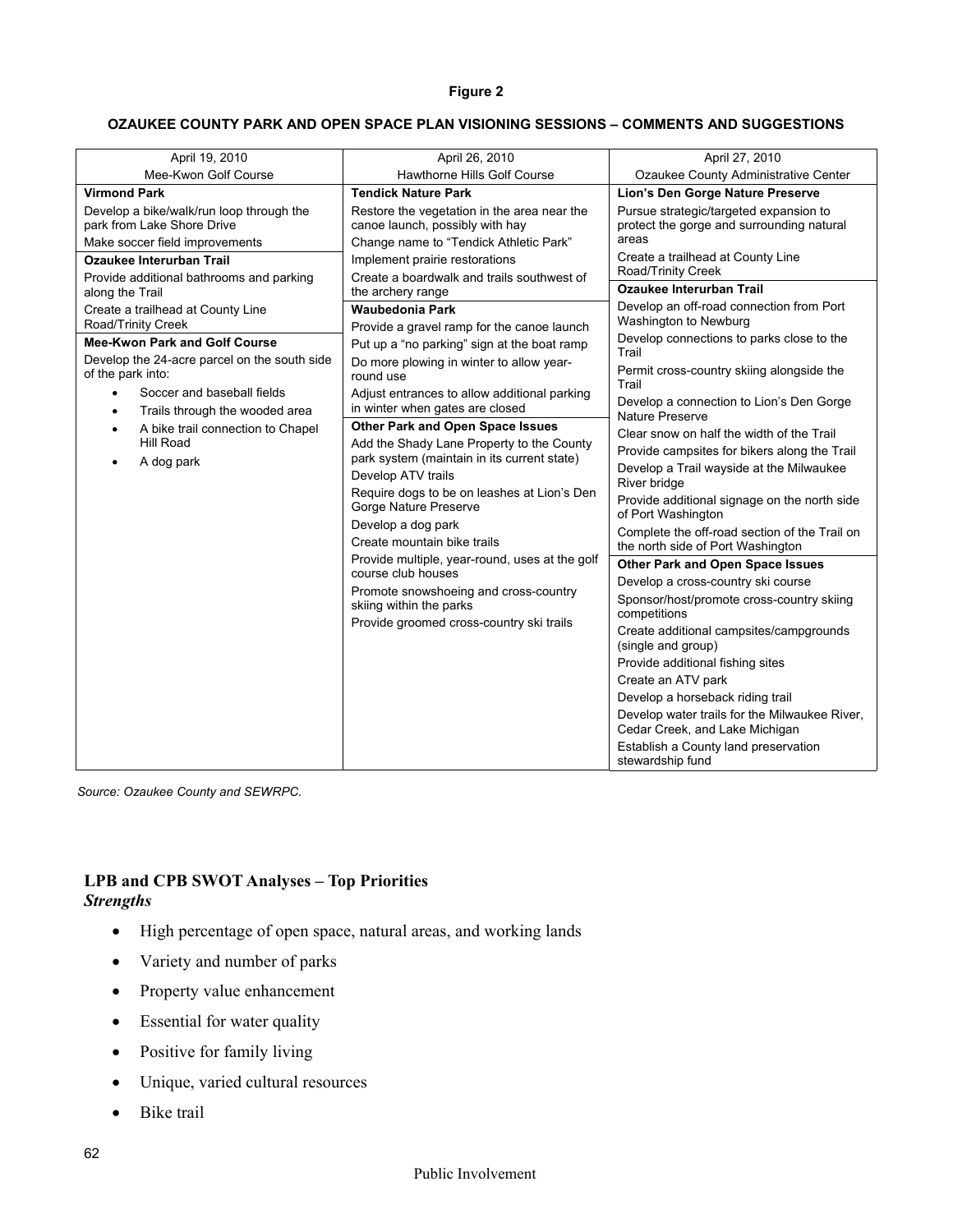**Figure 2**

**OZAUKEE COUNTY PARK AND OPEN SPACE PLAN VISIONING SESSIONS – COMMENTS AND SUGGESTIONS**

| April 19, 2010<br>Mee-Kwon Golf Course | April 26, 2010<br>Hawthorne Hills Golf Course | April 27, 2010<br>Ozaukee County Administrative Center |
|---|---|---|
| **Virmond Park**<br>Develop a bike/walk/run loop through the park from Lake Shore Drive<br>Make soccer field improvements<br>**Ozaukee Interurban Trail**<br>Provide additional bathrooms and parking along the Trail<br>Create a trailhead at County Line Road/Trinity Creek<br>**Mee-Kwon Park and Golf Course**<br>Develop the 24-acre parcel on the south side of the park into:<br>• Soccer and baseball fields<br>• Trails through the wooded area<br>• A bike trail connection to Chapel Hill Road<br>• A dog park | **Tendick Nature Park**<br>Restore the vegetation in the area near the canoe launch, possibly with hay<br>Change name to "Tendick Athletic Park"<br>Implement prairie restorations<br>Create a boardwalk and trails southwest of the archery range<br>**Waubedonia Park**<br>Provide a gravel ramp for the canoe launch<br>Put up a "no parking" sign at the boat ramp<br>Do more plowing in winter to allow year-round use<br>Adjust entrances to allow additional parking in winter when gates are closed<br>**Other Park and Open Space Issues**<br>Add the Shady Lane Property to the County park system (maintain in its current state)<br>Develop ATV trails<br>Require dogs to be on leashes at Lion's Den Gorge Nature Preserve<br>Develop a dog park<br>Create mountain bike trails<br>Provide multiple, year-round, uses at the golf course club houses<br>Promote snowshoeing and cross-country skiing within the parks<br>Provide groomed cross-country ski trails | **Lion's Den Gorge Nature Preserve**<br>Pursue strategic/targeted expansion to protect the gorge and surrounding natural areas<br>Create a trailhead at County Line Road/Trinity Creek<br>**Ozaukee Interurban Trail**<br>Develop an off-road connection from Port Washington to Newburg<br>Develop connections to parks close to the Trail<br>Permit cross-country skiing alongside the Trail<br>Develop a connection to Lion's Den Gorge Nature Preserve<br>Clear snow on half the width of the Trail<br>Provide campsites for bikers along the Trail<br>Develop a Trail wayside at the Milwaukee River bridge<br>Provide additional signage on the north side of Port Washington<br>Complete the off-road section of the Trail on the north side of Port Washington<br>**Other Park and Open Space Issues**<br>Develop a cross-country ski course<br>Sponsor/host/promote cross-country skiing competitions<br>Create additional campsites/campgrounds (single and group)<br>Provide additional fishing sites<br>Create an ATV park<br>Develop a horseback riding trail<br>Develop water trails for the Milwaukee River, Cedar Creek, and Lake Michigan<br>Establish a County land preservation stewardship fund |

*Source: Ozaukee County and SEWRPC.*

## LPB and CPB SWOT Analyses – Top Priorities

### *Strengths*

- High percentage of open space, natural areas, and working lands
- Variety and number of parks
- Property value enhancement
- Essential for water quality
- Positive for family living
- Unique, varied cultural resources
- Bike trail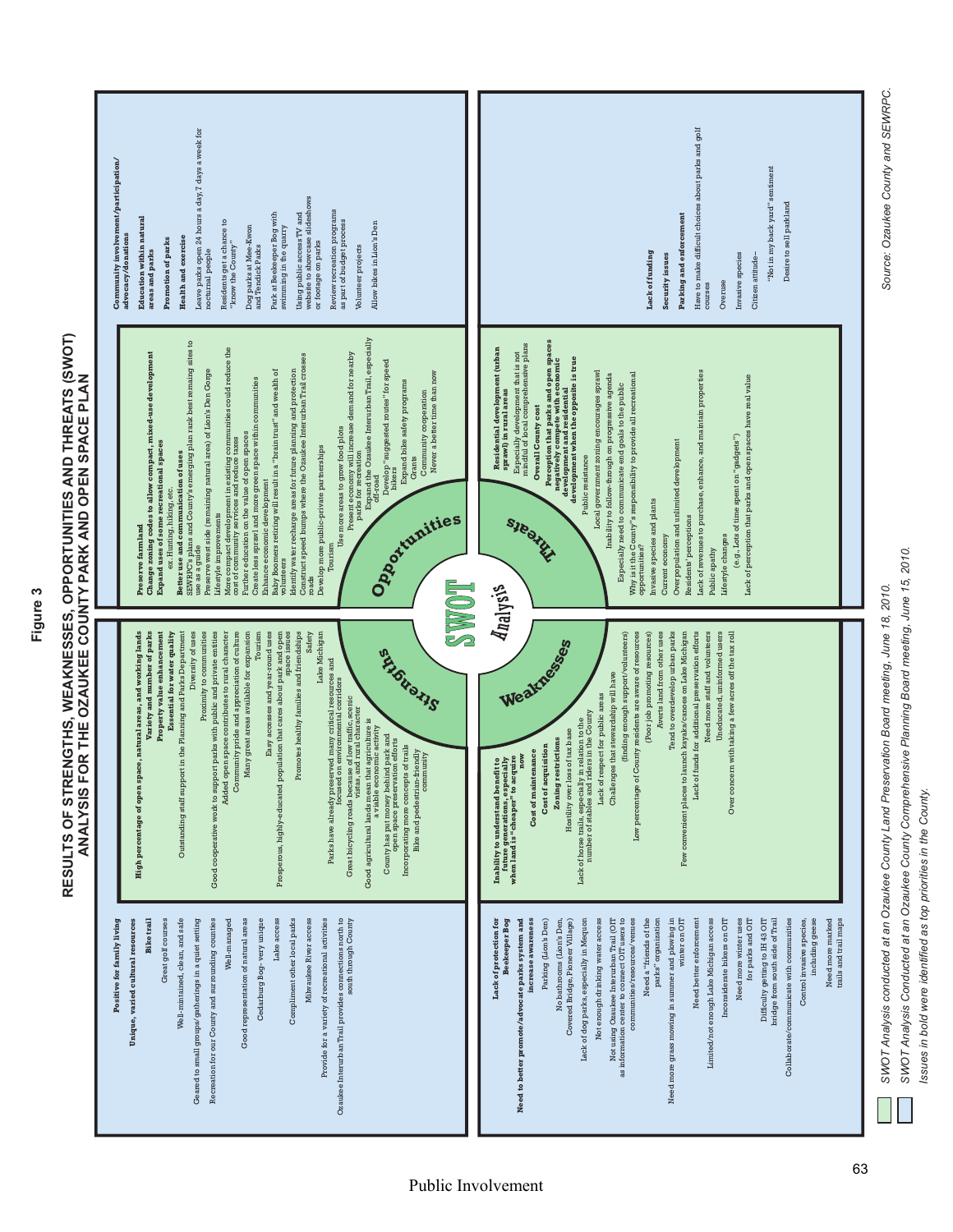# Figure 3

## RESULTS OF STRENGTHS, WEAKNESSES, OPPORTUNITIES AND THREATS (SWOT) ANALYSIS FOR THE OZAUKEE COUNTY PARK AND OPEN SPACE PLAN

### Strengths

**Positive for family living**
**Unique, varied cultural resources**
**Bike trail**
Great golf courses
Well-maintained, clean, and safe
Geared to small groups/gatherings in a quiet setting
Recreation for our County and surrounding counties
Well-managed
Good representation of natural areas
Cedarburg Bog - very unique
Lake access
Compliment other local parks
Milwaukee River access
Provide for a variety of recreational activities
Ozaukee Interurban Trail provides connections north to south through County

**High percentage of open space, natural areas, and working lands**
**Variety and number of parks**
**Property value enhancement**
**Essential for water quality**
Outstanding staff support in the Planning and Parks Department
Diversity of uses
Proximity to communities
Good cooperative work to support parks with public and private entities
Added open space contributes to rural character
Community pride and appreciation of culture
Many great areas available for expansion
Tourism
Easy accesses and year-round uses
Prosperous, highly-educated population that cares about park and open space issues
Promotes healthy families and friendships
Safety
Lake Michigan
Parks have already preserved many critical resources and focused on environmental corridors
Great bicycling roads because of low traffic, scenic vistas, and rural character
Good agricultural lands mean that agriculture is a viable economic activity
County has put money behind park and open space preservation efforts
Incorporating more concepts of trails
Bike and pedestrian-friendly community

### Weaknesses

**Lack of protection for Beckeeper Bog**
**Need to better promote/advocate parks system and increase awareness**
Parking (Lion's Den)
No bathrooms (Lion's Den, Covered Bridge, Pioneer Village)
Lack of dog parks, especially in Mequon
Not enough drinking water access
Not using Ozaukee Interurban Trail (OIT) as information center to connect OIT users to communities/resources/venues
Need a "friends of the parks" organization
Need more grass mowing in summer and plowing in winter on OIT
Need better enforcement
Limited/not enough Lake Michigan access
Inconsiderate bikers on OIT
Need more winter uses for parks and OIT
Difficulty getting to IH 43 OIT bridge from south side of Trail
Collaborate/communicate with communities
Control invasive species, including geese
Need more marked trails and trail maps

**Inability to understand benefit to future generations, especially when land is "cheaper" to acquire now**
**Cost of maintenance**
**Cost of acquisition**
**Zoning restrictions**
Hostility over loss of tax base
Lack of horse trails, especially in relation to the number of stables and riders in the County
Lack of respect for public areas
Challenges that stewardship will have (finding enough support/volunteers)
Low percentage of County residents are aware of resources (Poor job promoting resources)
Averts land from other uses
Tend to overdevelop urban parks
Few convenient places to launch kayaks/canoes on Lake Michigan
Lack of funds for additional preservation efforts
Need more staff and volunteers
Uneducated, uninformed users
Over concern with taking a few acres off the tax roll

### Opportunities

**Preserve farmland**
**Change zoning codes to allow compact, mixed-use development**
**Expand uses of some recreational spaces**
ex. Hunting, hiking, etc.
**Better use and communication of uses**
SEWRPC's plans and County's emerging plan rank best remaining sites to use as a guide
Preserve west side (remaining natural area) of Lion's Den Gorge
Lifestyle improvements
More compact development in existing communities could reduce the cost of community services and reduce taxes
Further education on the value of open spaces
Create less sprawl and more green space within communities
Enhance economic development
Baby Boomers retiring will result in a "brain trust" and wealth of volunteers
Identify water recharge areas for future planning and protection
Construct speed bumps where the Ozaukee Interurban Trail crosses roads
Develop more public-private partnerships
Tourism
Use more areas to grow food plots
Present economy will increase demand for nearby parks for recreation
Expand the Ozaukee Interurban Trail, especially off-road
Develop "suggested routes" for speed bikers
Expand bike safety programs
Grants
Community cooperation
Never a better time than now

**Community involvement/participation/ advocacy/donations**
**Education within natural areas and parks**
**Promotion of parks**
**Health and exercise**
Leave parks open 24 hours a day, 7 days a week for nocturnal people
Residents get a chance to "know the County"
Dog parks at Mee-Kwon and Tendick Parks
Park at Beekeeper Bog with swimming in the quarry
Using public access TV and website to showcase slideshows or footage on parks
Review recreation programs as part of budget process
Volunteer projects
Allow bikes in Lion's Den

### Threats

**Residential development (urban sprawl) in rural areas**
Especially development that is not mindful of local comprehensive plans
**Overall County cost**
**Perception that parks and open spaces negatively compete with economic development and residential development when the opposite is true**
Public resistance
Local government zoning encourages sprawl
Inability to follow-through on progressive agenda
Especially need to communicate and goals to the public
Why is it the County's responsibility to provide all recreational opportunities?
Invasive species and plants
Current economy
Overpopulation and unlimited development
Residents' perceptions
Lack of revenues to purchase, enhance, and maintain properties
Public apathy
Lifestyle changes
(e.g., Lots of time spent on "gadgets")
Lack of perception that parks and open spaces have real value

**Lack of funding**
**Security issues**
**Parking and enforcement**
Have to make difficult choices about parks and golf courses
Overuse
Invasive species
Citizen attitude–
"Not in my back yard" sentiment
Desire to sell parkland

SWOT Analysis conducted at an Ozaukee County Land Preservation Board meeting, June 18, 2010.

SWOT Analysis Conducted at an Ozaukee County Comprehensive Planning Board meeting, June 15, 2010.

*Issues in bold were identified as top priorities in the County.*

*Source: Ozaukee County and SEWRPC.*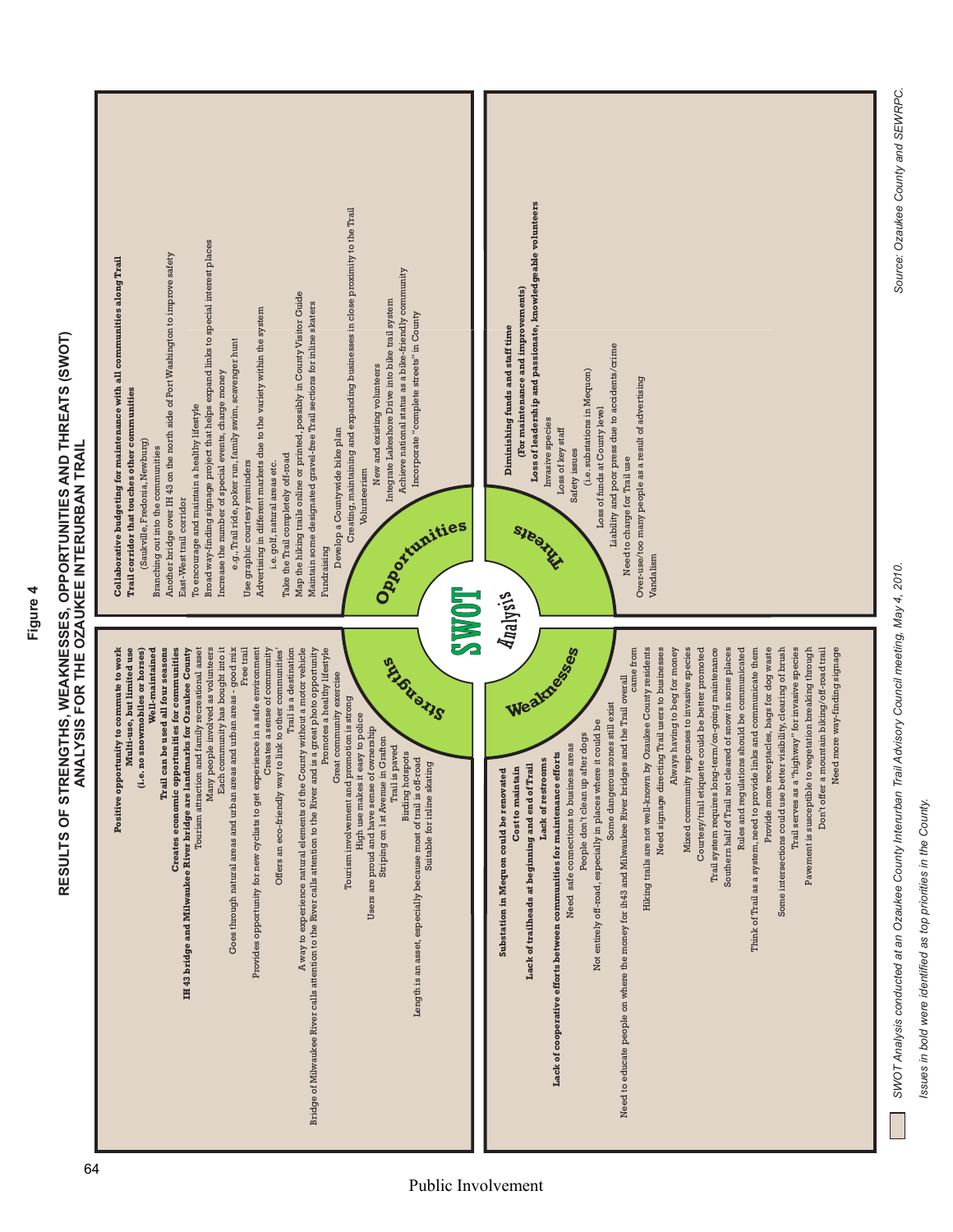# Figure 4

## RESULTS OF STRENGTHS, WEAKNESSES, OPPORTUNITIES AND THREATS (SWOT) ANALYSIS FOR THE OZAUKEE INTERURBAN TRAIL

### Strengths

- **Positive opportunity to commute to work**
- **Multi-use, but limited use**
- **(i.e. no snowmobiles or horses)**
- **Well-maintained**
- **Trail can be used all four seasons**
- **Creates economic opportunities for communities**
- **IH 43 bridge and Milwaukee River bridge are landmarks for Ozaukee County**
- Tourism attraction and family recreational asset
- Many people involved as volunteers
- Each community has bought into it
- Goes through natural areas and urban areas and urban areas - good mix
- Free trail
- Provides opportunity for new cyclists to get experience in a safe environment
- Creates a sense of community
- Offers an eco-friendly way to link to other communities
- Trail is a destination
- A way to experience natural elements of the County without a motor vehicle
- Bridge of Milwaukee River calls attention to the River and is a great photo opportunity
- Promotes a healthy lifestyle
- Great community exercise
- Tourism involvement and promotion is strong
- High use makes it easy to police
- Users are proud and have sense of ownership
- Striping on 1st Avenue in Grafton
- Trail is paved
- Birding hotspots
- Length is an asset, especially because most of trail is off-road
- Suitable for inline skating

### Opportunities

- **Collaborative budgeting for maintenance with all communities along Trail**
- **Trail corridor that touches other communities**
- (Saukville, Fredonia, Newburg)
- Branching out into the communities
- Another bridge over IH 43 on the north side of Port Washington to improve safety
- East-West trail corridor
- To encourage and maintain a healthy lifestyle
- Broad way-finding signage project that helps expand links to special interest places
- Increase the number of special events, charge money
- e.g., Trail ride, poker run, family swim, scavenger hunt
- Use graphic courtesy reminders
- Advertising in different markets due to the variety within the system
- i.e. golf, natural areas etc.
- Take the Trail completely off-road
- Map the hiking trails online or printed, possibly in County Visitor Guide
- Maintain some designated gravel-free Trail sections for inline skaters
- Fundraising
- Develop a Countywide bike plan
- Creating, maintaining and expanding businesses in close proximity to the Trail
- Volunteerism
- New and existing volunteers
- Integrate Lakeshore Drive into bike trail system
- Achieve national status as a bike-friendly community
- Incorporate "complete streets" in County

### Weaknesses

- **Substation in Mequon could be renovated**
- **Cost to maintain**
- **Lack of trailheads at beginning and end of Trail**
- **Lack of restrooms**
- **Lack of cooperative efforts between communities for maintenance efforts**
- Need safe connections to business areas
- People don't clean up after dogs
- Not entirely off-road, especially in places where it could be
- Some dangerous zones still exist
- Need to educate people on where the money for IH 43 and Milwaukee River bridges and the Trail overall came from
- Hiking trails are not well-known by Ozaukee County residents
- Need signage directing Trail users to businesses
- Always having to beg for money
- Mixed community responses to invasive species
- Courtesy/trail etiquette could be better promoted
- Trail system requires long-term/on-going maintenance
- Southern half of Trail not cleared of snow in some places
- Rules and regulations should be communicated
- Think of Trail as a system, need to provide links and communicate them
- Provide more receptacles, bags for dog waste
- Some intersections could use better visibility, clearing of brush
- Trail serves as a "highway" for invasive species
- Pavement is susceptible to vegetation breaking through
- Don't offer a mountain biking/off-road trail
- Need more way-finding signage

### Threats

- **Diminishing funds and staff time**
- **(For maintenance and improvements)**
- **Loss of leadership and passionate, knowledgeable volunteers**
- Invasive species
- Loss of key staff
- Safety issues
- (i.e. substations in Mequon)
- Loss of funds at County level
- Liability and poor press due to accidents/crime
- Need to charge for Trail use
- Over-use/too many people as a result of advertising
- Vandalism

SWOT Analysis conducted at an Ozaukee County Interurban Trail Advisory Council meeting, May 4, 2010.

*Issues in bold were identified as top priorities in the County.*

*Source: Ozaukee County and SEWRPC.*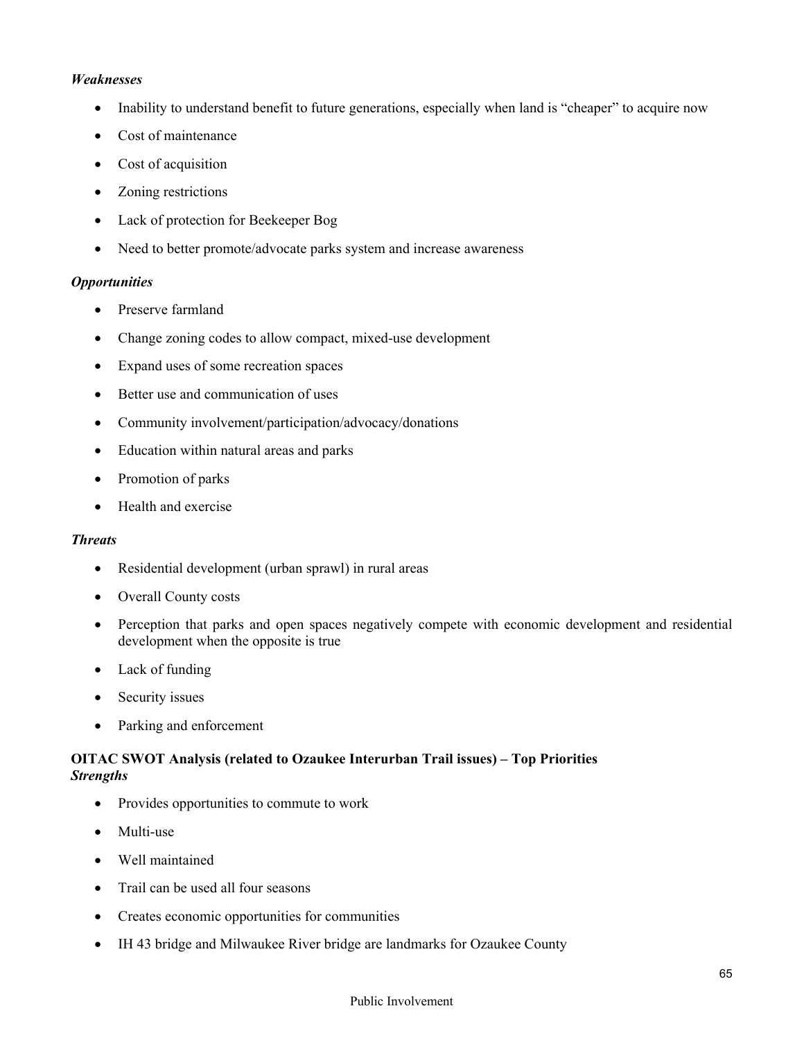*Weaknesses*

- Inability to understand benefit to future generations, especially when land is "cheaper" to acquire now
- Cost of maintenance
- Cost of acquisition
- Zoning restrictions
- Lack of protection for Beekeeper Bog
- Need to better promote/advocate parks system and increase awareness

*Opportunities*

- Preserve farmland
- Change zoning codes to allow compact, mixed-use development
- Expand uses of some recreation spaces
- Better use and communication of uses
- Community involvement/participation/advocacy/donations
- Education within natural areas and parks
- Promotion of parks
- Health and exercise

*Threats*

- Residential development (urban sprawl) in rural areas
- Overall County costs
- Perception that parks and open spaces negatively compete with economic development and residential development when the opposite is true
- Lack of funding
- Security issues
- Parking and enforcement

**OITAC SWOT Analysis (related to Ozaukee Interurban Trail issues) – Top Priorities**

***Strengths***

- Provides opportunities to commute to work
- Multi-use
- Well maintained
- Trail can be used all four seasons
- Creates economic opportunities for communities
- IH 43 bridge and Milwaukee River bridge are landmarks for Ozaukee County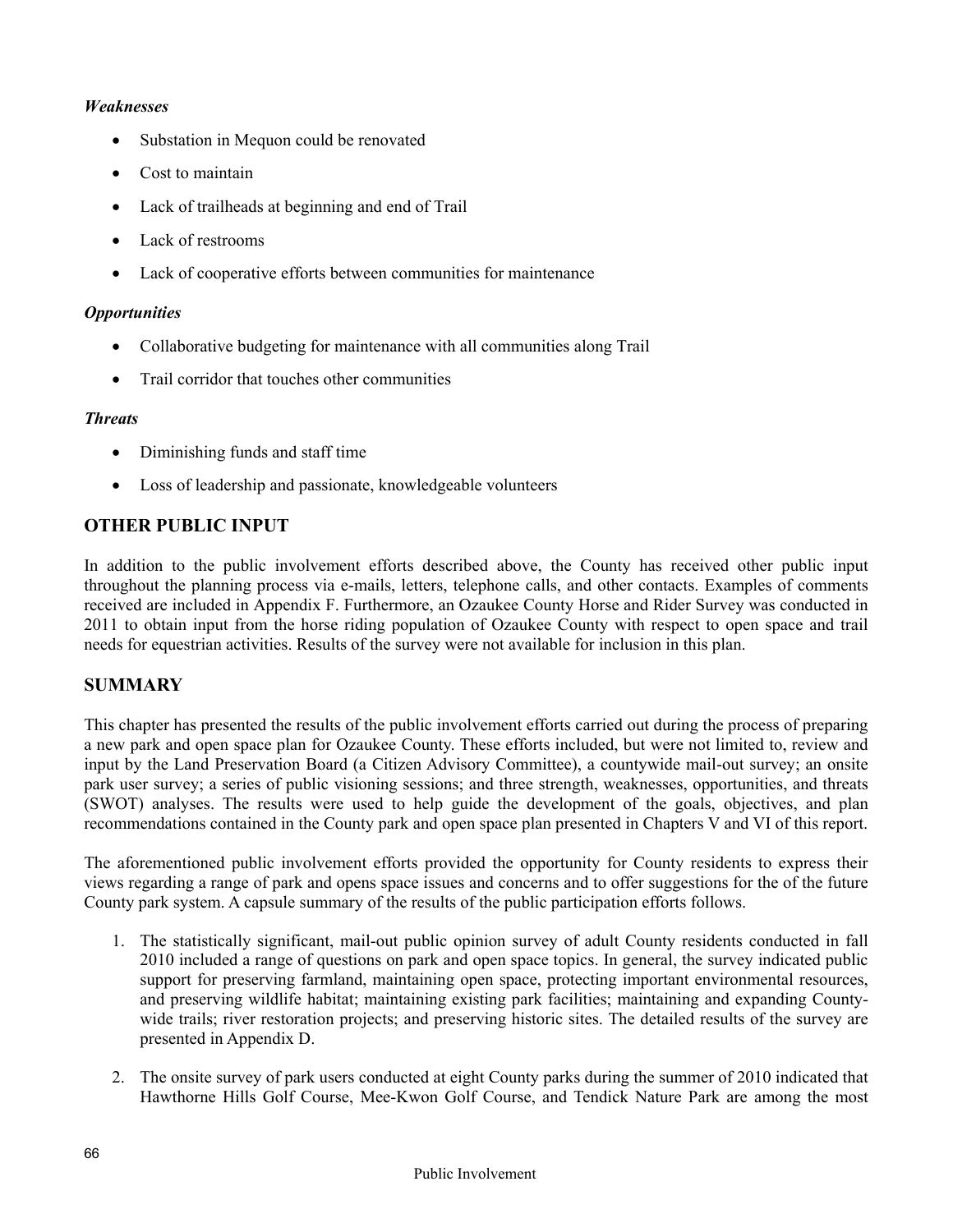*Weaknesses*

- Substation in Mequon could be renovated
- Cost to maintain
- Lack of trailheads at beginning and end of Trail
- Lack of restrooms
- Lack of cooperative efforts between communities for maintenance

*Opportunities*

- Collaborative budgeting for maintenance with all communities along Trail
- Trail corridor that touches other communities

*Threats*

- Diminishing funds and staff time
- Loss of leadership and passionate, knowledgeable volunteers

## OTHER PUBLIC INPUT

In addition to the public involvement efforts described above, the County has received other public input throughout the planning process via e-mails, letters, telephone calls, and other contacts. Examples of comments received are included in Appendix F. Furthermore, an Ozaukee County Horse and Rider Survey was conducted in 2011 to obtain input from the horse riding population of Ozaukee County with respect to open space and trail needs for equestrian activities. Results of the survey were not available for inclusion in this plan.

## SUMMARY

This chapter has presented the results of the public involvement efforts carried out during the process of preparing a new park and open space plan for Ozaukee County. These efforts included, but were not limited to, review and input by the Land Preservation Board (a Citizen Advisory Committee), a countywide mail-out survey; an onsite park user survey; a series of public visioning sessions; and three strength, weaknesses, opportunities, and threats (SWOT) analyses. The results were used to help guide the development of the goals, objectives, and plan recommendations contained in the County park and open space plan presented in Chapters V and VI of this report.

The aforementioned public involvement efforts provided the opportunity for County residents to express their views regarding a range of park and opens space issues and concerns and to offer suggestions for the of the future County park system. A capsule summary of the results of the public participation efforts follows.

1. The statistically significant, mail-out public opinion survey of adult County residents conducted in fall 2010 included a range of questions on park and open space topics. In general, the survey indicated public support for preserving farmland, maintaining open space, protecting important environmental resources, and preserving wildlife habitat; maintaining existing park facilities; maintaining and expanding County-wide trails; river restoration projects; and preserving historic sites. The detailed results of the survey are presented in Appendix D.

2. The onsite survey of park users conducted at eight County parks during the summer of 2010 indicated that Hawthorne Hills Golf Course, Mee-Kwon Golf Course, and Tendick Nature Park are among the most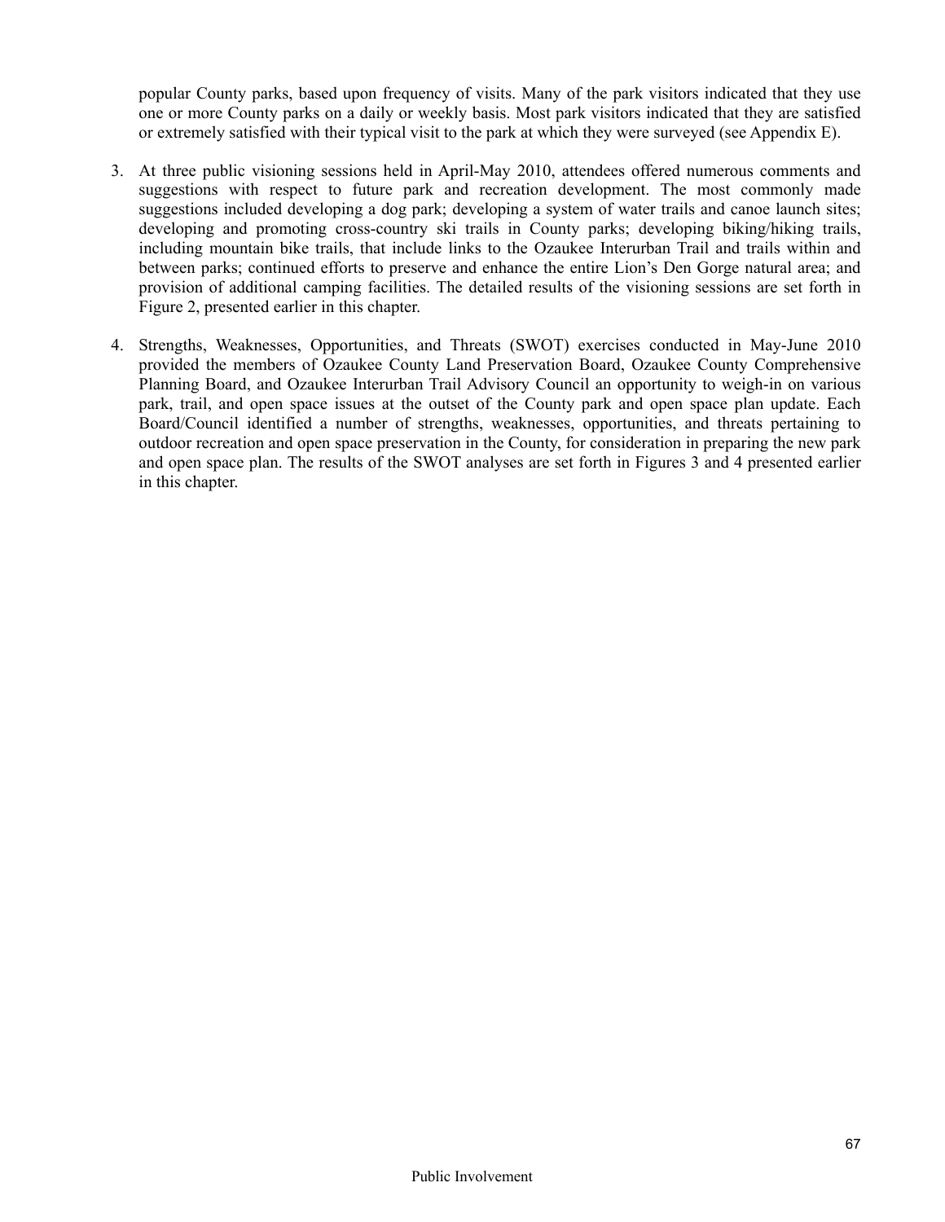popular County parks, based upon frequency of visits. Many of the park visitors indicated that they use one or more County parks on a daily or weekly basis. Most park visitors indicated that they are satisfied or extremely satisfied with their typical visit to the park at which they were surveyed (see Appendix E).

3. At three public visioning sessions held in April-May 2010, attendees offered numerous comments and suggestions with respect to future park and recreation development. The most commonly made suggestions included developing a dog park; developing a system of water trails and canoe launch sites; developing and promoting cross-country ski trails in County parks; developing biking/hiking trails, including mountain bike trails, that include links to the Ozaukee Interurban Trail and trails within and between parks; continued efforts to preserve and enhance the entire Lion's Den Gorge natural area; and provision of additional camping facilities. The detailed results of the visioning sessions are set forth in Figure 2, presented earlier in this chapter.

4. Strengths, Weaknesses, Opportunities, and Threats (SWOT) exercises conducted in May-June 2010 provided the members of Ozaukee County Land Preservation Board, Ozaukee County Comprehensive Planning Board, and Ozaukee Interurban Trail Advisory Council an opportunity to weigh-in on various park, trail, and open space issues at the outset of the County park and open space plan update. Each Board/Council identified a number of strengths, weaknesses, opportunities, and threats pertaining to outdoor recreation and open space preservation in the County, for consideration in preparing the new park and open space plan. The results of the SWOT analyses are set forth in Figures 3 and 4 presented earlier in this chapter.